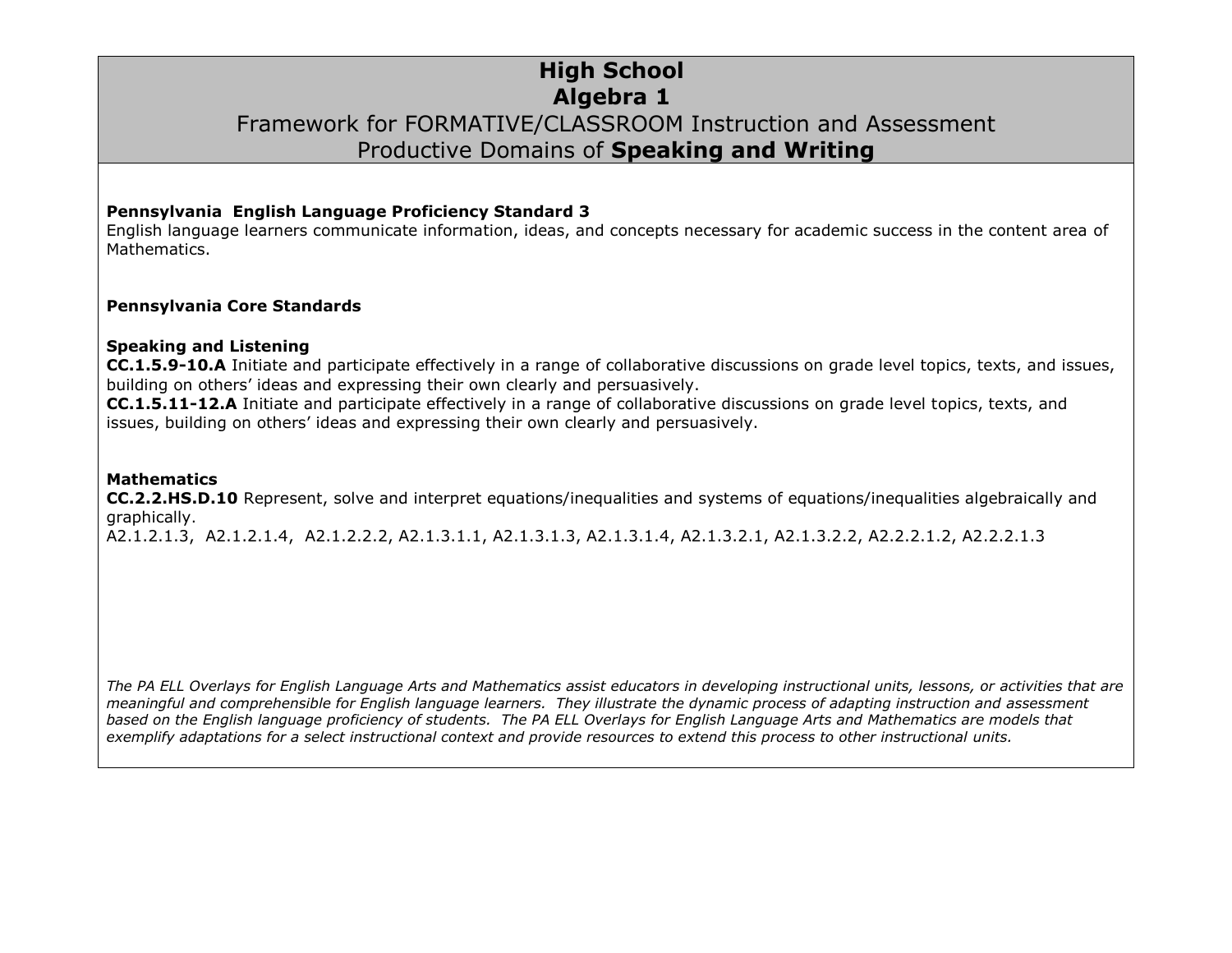# High School
# Algebra 1
## Framework for FORMATIVE/CLASSROOM Instruction and Assessment
## Productive Domains of **Speaking and Writing**

**Pennsylvania English Language Proficiency Standard 3**
English language learners communicate information, ideas, and concepts necessary for academic success in the content area of Mathematics.

**Pennsylvania Core Standards**

**Speaking and Listening**
**CC.1.5.9-10.A** Initiate and participate effectively in a range of collaborative discussions on grade level topics, texts, and issues, building on others' ideas and expressing their own clearly and persuasively.
**CC.1.5.11-12.A** Initiate and participate effectively in a range of collaborative discussions on grade level topics, texts, and issues, building on others' ideas and expressing their own clearly and persuasively.

**Mathematics**
**CC.2.2.HS.D.10** Represent, solve and interpret equations/inequalities and systems of equations/inequalities algebraically and graphically.
A2.1.2.1.3, A2.1.2.1.4, A2.1.2.2.2, A2.1.3.1.1, A2.1.3.1.3, A2.1.3.1.4, A2.1.3.2.1, A2.1.3.2.2, A2.2.2.1.2, A2.2.2.1.3

*The PA ELL Overlays for English Language Arts and Mathematics assist educators in developing instructional units, lessons, or activities that are meaningful and comprehensible for English language learners. They illustrate the dynamic process of adapting instruction and assessment based on the English language proficiency of students. The PA ELL Overlays for English Language Arts and Mathematics are models that exemplify adaptations for a select instructional context and provide resources to extend this process to other instructional units.*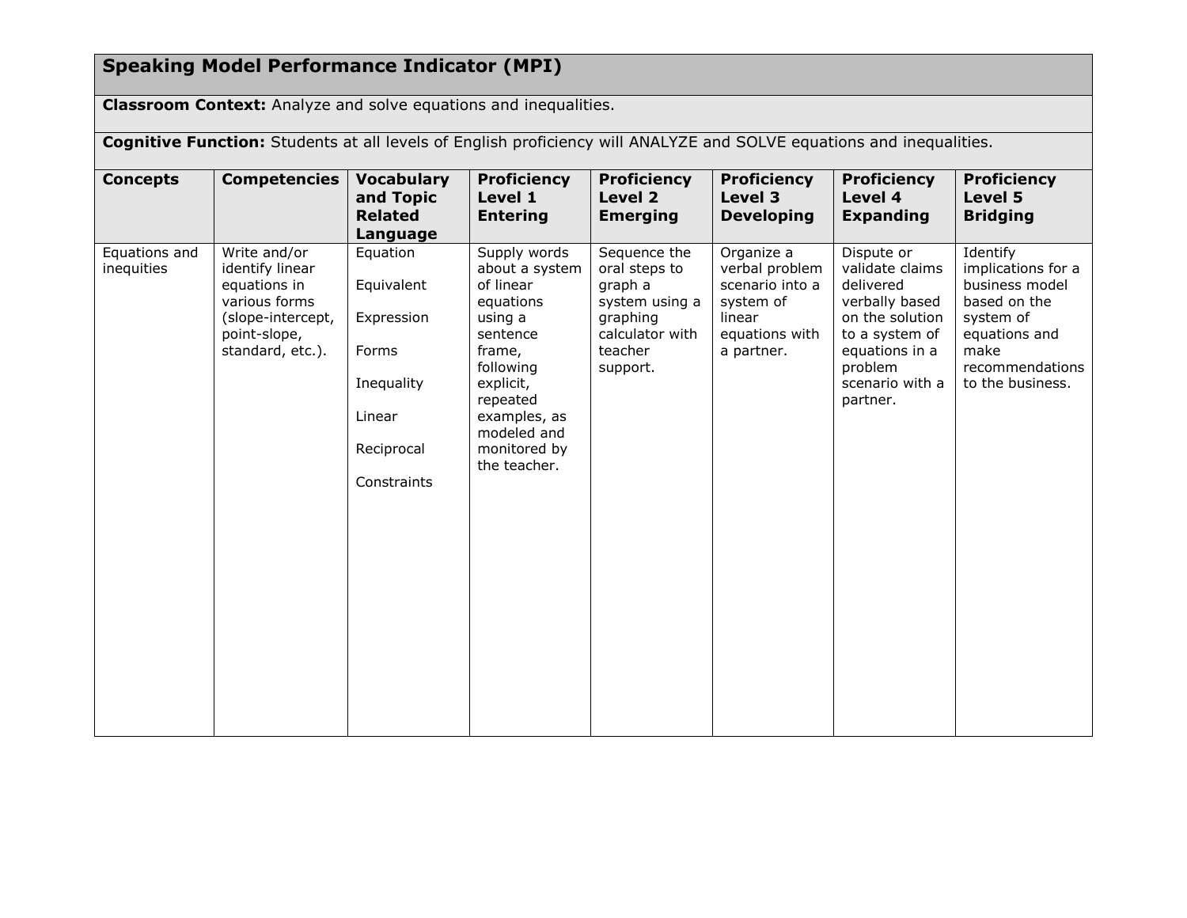| **Speaking Model Performance Indicator (MPI)** | | | | | | | |
|---|---|---|---|---|---|---|---|
| **Classroom Context:** Analyze and solve equations and inequalities. | | | | | | | |
| **Cognitive Function:** Students at all levels of English proficiency will ANALYZE and SOLVE equations and inequalities. | | | | | | | |
| **Concepts** | **Competencies** | **Vocabulary and Topic Related Language** | **Proficiency Level 1 Entering** | **Proficiency Level 2 Emerging** | **Proficiency Level 3 Developing** | **Proficiency Level 4 Expanding** | **Proficiency Level 5 Bridging** |
| Equations and inequities | Write and/or identify linear equations in various forms (slope-intercept, point-slope, standard, etc.). | Equation<br><br>Equivalent<br><br>Expression<br><br>Forms<br><br>Inequality<br><br>Linear<br><br>Reciprocal<br><br>Constraints | Supply words about a system of linear equations using a sentence frame, following explicit, repeated examples, as modeled and monitored by the teacher. | Sequence the oral steps to graph a system using a graphing calculator with teacher support. | Organize a verbal problem scenario into a system of linear equations with a partner. | Dispute or validate claims delivered verbally based on the solution to a system of equations in a problem scenario with a partner. | Identify implications for a business model based on the system of equations and make recommendations to the business. |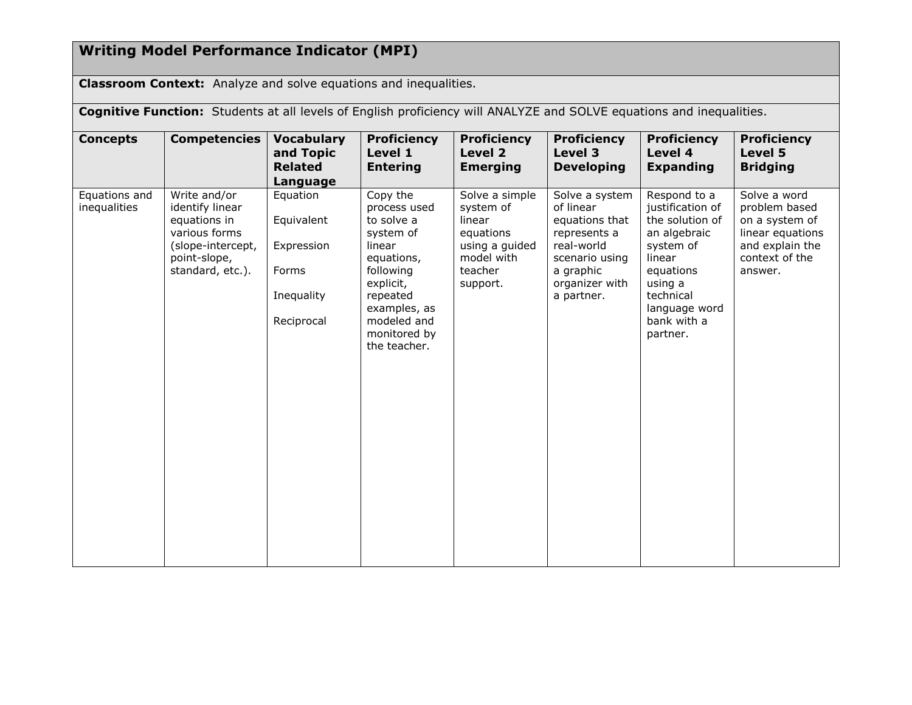## Writing Model Performance Indicator (MPI)

**Classroom Context:** Analyze and solve equations and inequalities.

**Cognitive Function:** Students at all levels of English proficiency will ANALYZE and SOLVE equations and inequalities.

| Concepts | Competencies | Vocabulary and Topic Related Language | Proficiency Level 1 Entering | Proficiency Level 2 Emerging | Proficiency Level 3 Developing | Proficiency Level 4 Expanding | Proficiency Level 5 Bridging |
|---|---|---|---|---|---|---|---|
| Equations and inequalities | Write and/or identify linear equations in various forms (slope-intercept, point-slope, standard, etc.). | Equation<br><br>Equivalent<br><br>Expression<br><br>Forms<br><br>Inequality<br><br>Reciprocal | Copy the process used to solve a system of linear equations, following explicit, repeated examples, as modeled and monitored by the teacher. | Solve a simple system of linear equations using a guided model with teacher support. | Solve a system of linear equations that represents a real-world scenario using a graphic organizer with a partner. | Respond to a justification of the solution of an algebraic system of linear equations using a technical language word bank with a partner. | Solve a word problem based on a system of linear equations and explain the context of the answer. |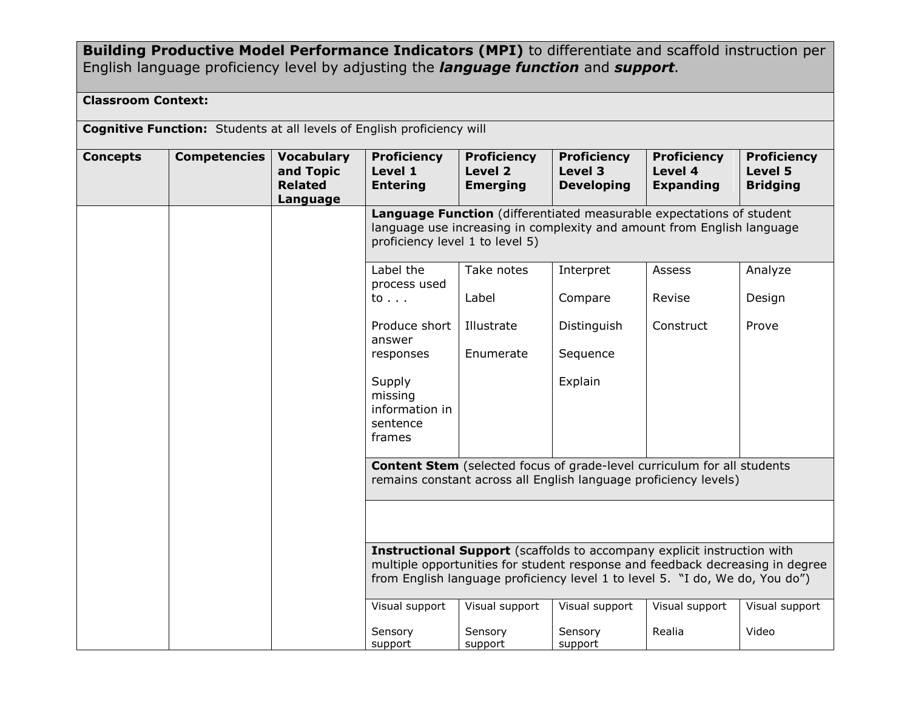**Building Productive Model Performance Indicators (MPI)** to differentiate and scaffold instruction per English language proficiency level by adjusting the ***language function*** and ***support***.

**Classroom Context:**

**Cognitive Function:** Students at all levels of English proficiency will

| Concepts | Competencies | Vocabulary and Topic Related Language | Proficiency Level 1 Entering | Proficiency Level 2 Emerging | Proficiency Level 3 Developing | Proficiency Level 4 Expanding | Proficiency Level 5 Bridging |
|---|---|---|---|---|---|---|---|
| | | | **Language Function** (differentiated measurable expectations of student language use increasing in complexity and amount from English language proficiency level 1 to level 5) | | | | |
| | | | Label the process used to . . .<br><br>Produce short answer responses<br><br>Supply missing information in sentence frames | Take notes<br><br>Label<br><br>Illustrate<br><br>Enumerate | Interpret<br><br>Compare<br><br>Distinguish<br><br>Sequence<br><br>Explain | Assess<br><br>Revise<br><br>Construct | Analyze<br><br>Design<br><br>Prove |
| | | | **Content Stem** (selected focus of grade-level curriculum for all students remains constant across all English language proficiency levels) | | | | |
| | | | | | | | |
| | | | **Instructional Support** (scaffolds to accompany explicit instruction with multiple opportunities for student response and feedback decreasing in degree from English language proficiency level 1 to level 5. "I do, We do, You do") | | | | |
| | | | Visual support<br><br>Sensory support | Visual support<br><br>Sensory support | Visual support<br><br>Sensory support | Visual support<br><br>Realia | Visual support<br><br>Video |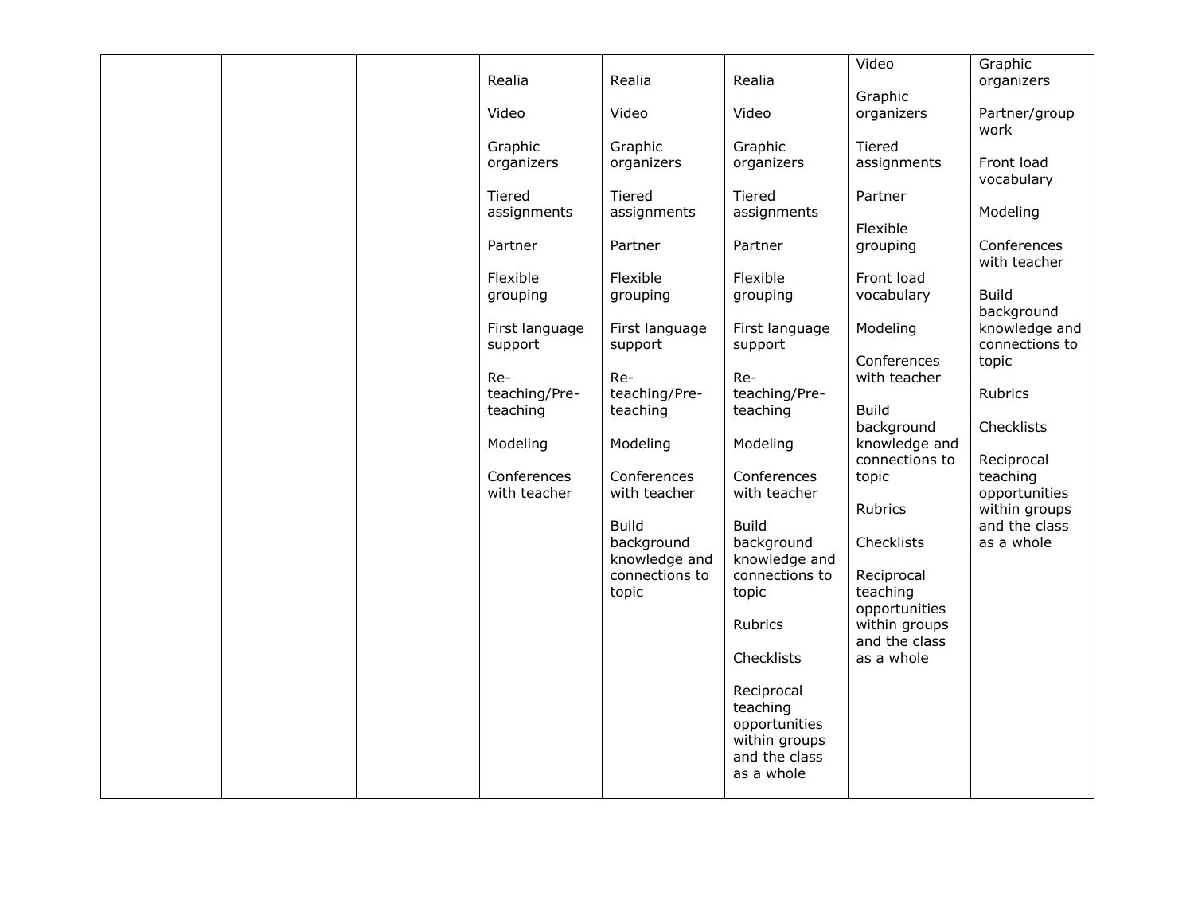| | | | | | | | |
|---|---|---|---|---|---|---|---|
| | | | Realia<br><br>Video<br><br>Graphic organizers<br><br>Tiered assignments<br><br>Partner<br><br>Flexible grouping<br><br>First language support<br><br>Re-teaching/Pre-teaching<br><br>Modeling<br><br>Conferences with teacher | Realia<br><br>Video<br><br>Graphic organizers<br><br>Tiered assignments<br><br>Partner<br><br>Flexible grouping<br><br>First language support<br><br>Re-teaching/Pre-teaching<br><br>Modeling<br><br>Conferences with teacher<br><br>Build background knowledge and connections to topic | Realia<br><br>Video<br><br>Graphic organizers<br><br>Tiered assignments<br><br>Partner<br><br>Flexible grouping<br><br>First language support<br><br>Re-teaching/Pre-teaching<br><br>Modeling<br><br>Conferences with teacher<br><br>Build background knowledge and connections to topic<br><br>Rubrics<br><br>Checklists<br><br>Reciprocal teaching opportunities within groups and the class as a whole | Video<br><br>Graphic organizers<br><br>Tiered assignments<br><br>Partner<br><br>Flexible grouping<br><br>Front load vocabulary<br><br>Modeling<br><br>Conferences with teacher<br><br>Build background knowledge and connections to topic<br><br>Rubrics<br><br>Checklists<br><br>Reciprocal teaching opportunities within groups and the class as a whole | Graphic organizers<br><br>Partner/group work<br><br>Front load vocabulary<br><br>Modeling<br><br>Conferences with teacher<br><br>Build background knowledge and connections to topic<br><br>Rubrics<br><br>Checklists<br><br>Reciprocal teaching opportunities within groups and the class as a whole |